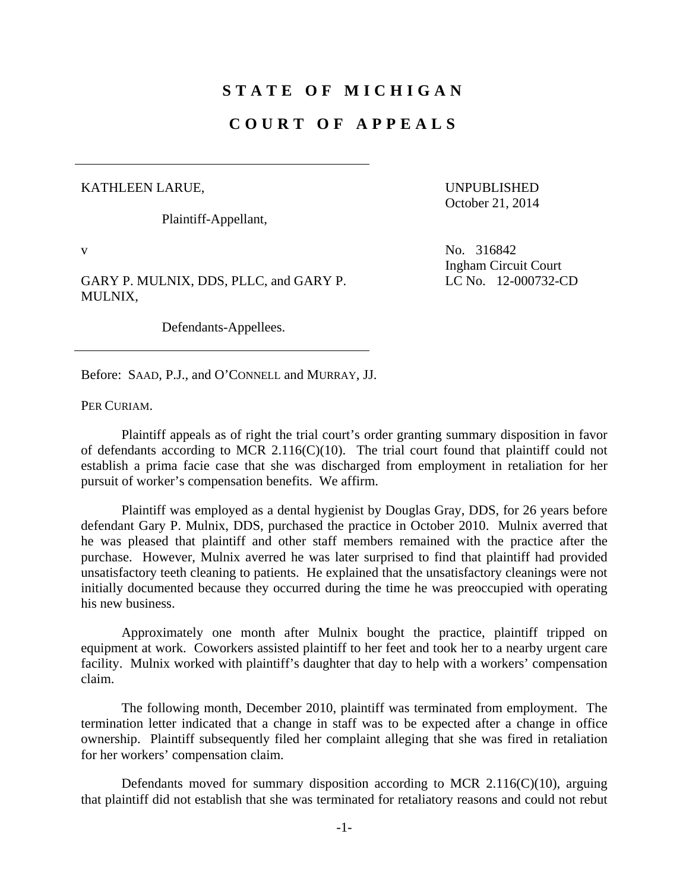# STATE OF MICHIGAN

# COURT OF APPEALS

KATHLEEN LARUE,

Plaintiff-Appellant,

v

GARY P. MULNIX, DDS, PLLC, and GARY P. MULNIX,

Defendants-Appellees.

UNPUBLISHED
October 21, 2014

No. 316842
Ingham Circuit Court
LC No. 12-000732-CD

Before: SAAD, P.J., and O'CONNELL and MURRAY, JJ.

PER CURIAM.

Plaintiff appeals as of right the trial court's order granting summary disposition in favor of defendants according to MCR 2.116(C)(10). The trial court found that plaintiff could not establish a prima facie case that she was discharged from employment in retaliation for her pursuit of worker's compensation benefits. We affirm.

Plaintiff was employed as a dental hygienist by Douglas Gray, DDS, for 26 years before defendant Gary P. Mulnix, DDS, purchased the practice in October 2010. Mulnix averred that he was pleased that plaintiff and other staff members remained with the practice after the purchase. However, Mulnix averred he was later surprised to find that plaintiff had provided unsatisfactory teeth cleaning to patients. He explained that the unsatisfactory cleanings were not initially documented because they occurred during the time he was preoccupied with operating his new business.

Approximately one month after Mulnix bought the practice, plaintiff tripped on equipment at work. Coworkers assisted plaintiff to her feet and took her to a nearby urgent care facility. Mulnix worked with plaintiff's daughter that day to help with a workers' compensation claim.

The following month, December 2010, plaintiff was terminated from employment. The termination letter indicated that a change in staff was to be expected after a change in office ownership. Plaintiff subsequently filed her complaint alleging that she was fired in retaliation for her workers' compensation claim.

Defendants moved for summary disposition according to MCR 2.116(C)(10), arguing that plaintiff did not establish that she was terminated for retaliatory reasons and could not rebut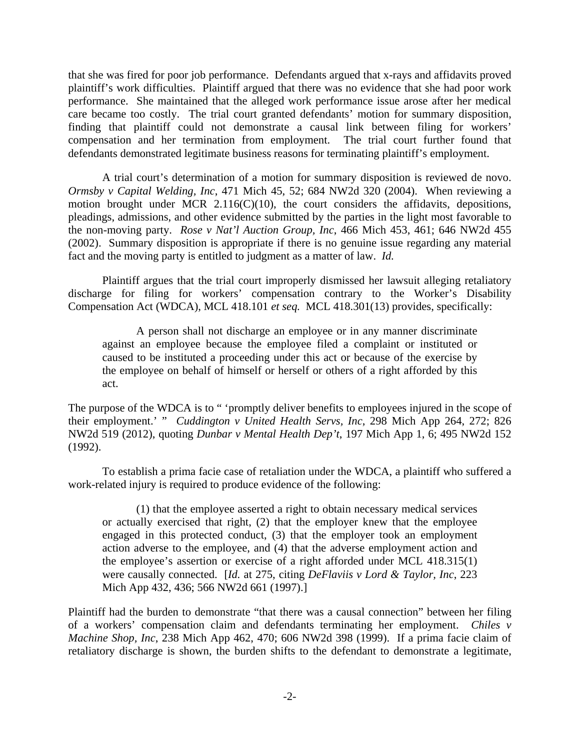that she was fired for poor job performance. Defendants argued that x-rays and affidavits proved plaintiff's work difficulties. Plaintiff argued that there was no evidence that she had poor work performance. She maintained that the alleged work performance issue arose after her medical care became too costly. The trial court granted defendants' motion for summary disposition, finding that plaintiff could not demonstrate a causal link between filing for workers' compensation and her termination from employment. The trial court further found that defendants demonstrated legitimate business reasons for terminating plaintiff's employment.

A trial court's determination of a motion for summary disposition is reviewed de novo. *Ormsby v Capital Welding, Inc*, 471 Mich 45, 52; 684 NW2d 320 (2004). When reviewing a motion brought under MCR 2.116(C)(10), the court considers the affidavits, depositions, pleadings, admissions, and other evidence submitted by the parties in the light most favorable to the non-moving party. *Rose v Nat'l Auction Group, Inc*, 466 Mich 453, 461; 646 NW2d 455 (2002). Summary disposition is appropriate if there is no genuine issue regarding any material fact and the moving party is entitled to judgment as a matter of law. *Id.*

Plaintiff argues that the trial court improperly dismissed her lawsuit alleging retaliatory discharge for filing for workers' compensation contrary to the Worker's Disability Compensation Act (WDCA), MCL 418.101 *et seq.* MCL 418.301(13) provides, specifically:

> A person shall not discharge an employee or in any manner discriminate against an employee because the employee filed a complaint or instituted or caused to be instituted a proceeding under this act or because of the exercise by the employee on behalf of himself or herself or others of a right afforded by this act.

The purpose of the WDCA is to " 'promptly deliver benefits to employees injured in the scope of their employment.' " *Cuddington v United Health Servs, Inc*, 298 Mich App 264, 272; 826 NW2d 519 (2012), quoting *Dunbar v Mental Health Dep't*, 197 Mich App 1, 6; 495 NW2d 152 (1992).

To establish a prima facie case of retaliation under the WDCA, a plaintiff who suffered a work-related injury is required to produce evidence of the following:

> (1) that the employee asserted a right to obtain necessary medical services or actually exercised that right, (2) that the employer knew that the employee engaged in this protected conduct, (3) that the employer took an employment action adverse to the employee, and (4) that the adverse employment action and the employee's assertion or exercise of a right afforded under MCL 418.315(1) were causally connected. [*Id.* at 275, citing *DeFlaviis v Lord & Taylor, Inc*, 223 Mich App 432, 436; 566 NW2d 661 (1997).]

Plaintiff had the burden to demonstrate "that there was a causal connection" between her filing of a workers' compensation claim and defendants terminating her employment. *Chiles v Machine Shop, Inc*, 238 Mich App 462, 470; 606 NW2d 398 (1999). If a prima facie claim of retaliatory discharge is shown, the burden shifts to the defendant to demonstrate a legitimate,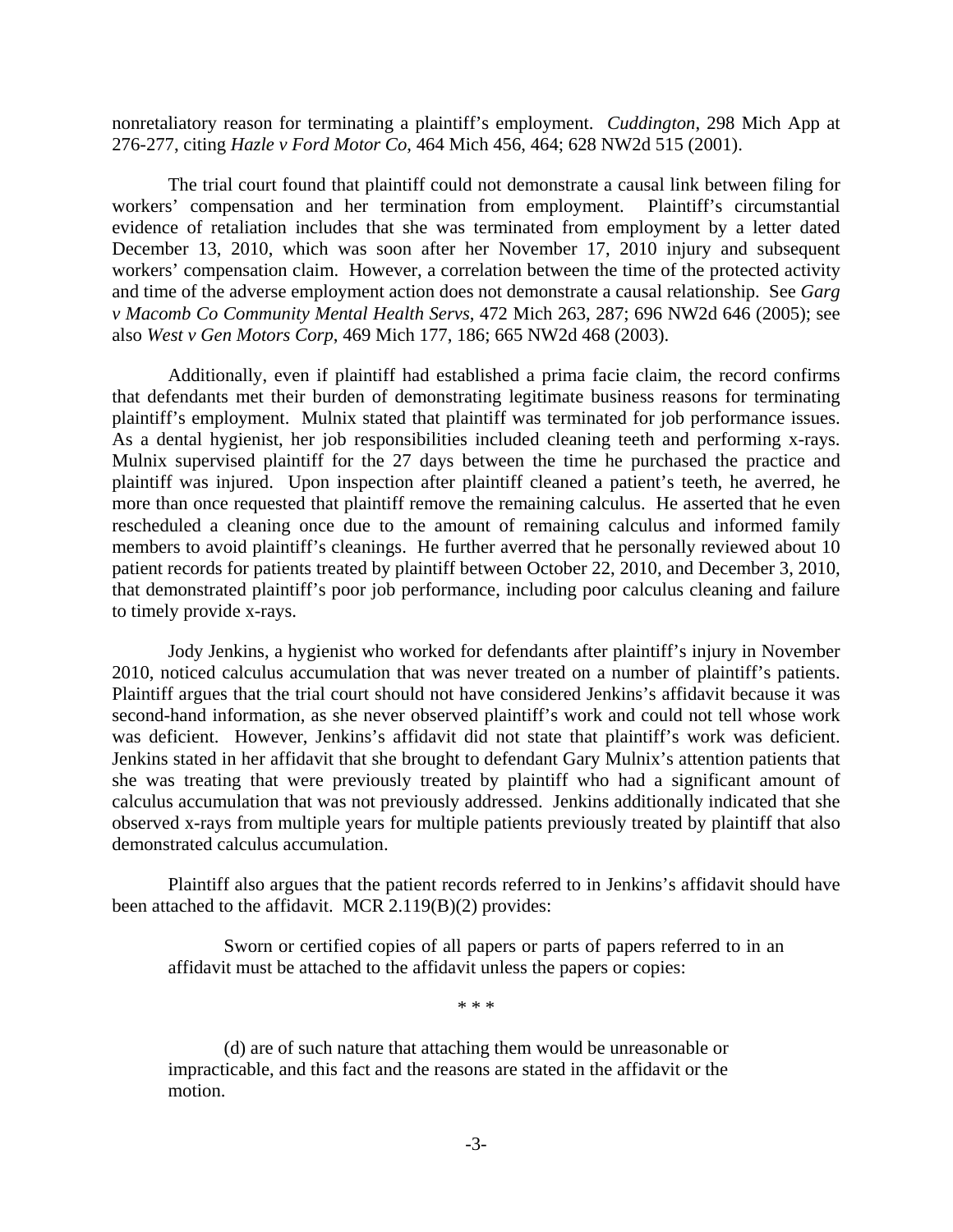nonretaliatory reason for terminating a plaintiff's employment. *Cuddington*, 298 Mich App at 276-277, citing *Hazle v Ford Motor Co*, 464 Mich 456, 464; 628 NW2d 515 (2001).

The trial court found that plaintiff could not demonstrate a causal link between filing for workers' compensation and her termination from employment. Plaintiff's circumstantial evidence of retaliation includes that she was terminated from employment by a letter dated December 13, 2010, which was soon after her November 17, 2010 injury and subsequent workers' compensation claim. However, a correlation between the time of the protected activity and time of the adverse employment action does not demonstrate a causal relationship. See *Garg v Macomb Co Community Mental Health Servs*, 472 Mich 263, 287; 696 NW2d 646 (2005); see also *West v Gen Motors Corp*, 469 Mich 177, 186; 665 NW2d 468 (2003).

Additionally, even if plaintiff had established a prima facie claim, the record confirms that defendants met their burden of demonstrating legitimate business reasons for terminating plaintiff's employment. Mulnix stated that plaintiff was terminated for job performance issues. As a dental hygienist, her job responsibilities included cleaning teeth and performing x-rays. Mulnix supervised plaintiff for the 27 days between the time he purchased the practice and plaintiff was injured. Upon inspection after plaintiff cleaned a patient's teeth, he averred, he more than once requested that plaintiff remove the remaining calculus. He asserted that he even rescheduled a cleaning once due to the amount of remaining calculus and informed family members to avoid plaintiff's cleanings. He further averred that he personally reviewed about 10 patient records for patients treated by plaintiff between October 22, 2010, and December 3, 2010, that demonstrated plaintiff's poor job performance, including poor calculus cleaning and failure to timely provide x-rays.

Jody Jenkins, a hygienist who worked for defendants after plaintiff's injury in November 2010, noticed calculus accumulation that was never treated on a number of plaintiff's patients. Plaintiff argues that the trial court should not have considered Jenkins's affidavit because it was second-hand information, as she never observed plaintiff's work and could not tell whose work was deficient. However, Jenkins's affidavit did not state that plaintiff's work was deficient. Jenkins stated in her affidavit that she brought to defendant Gary Mulnix's attention patients that she was treating that were previously treated by plaintiff who had a significant amount of calculus accumulation that was not previously addressed. Jenkins additionally indicated that she observed x-rays from multiple years for multiple patients previously treated by plaintiff that also demonstrated calculus accumulation.

Plaintiff also argues that the patient records referred to in Jenkins's affidavit should have been attached to the affidavit. MCR 2.119(B)(2) provides:

> Sworn or certified copies of all papers or parts of papers referred to in an affidavit must be attached to the affidavit unless the papers or copies:
>
> \* \* \*
>
> (d) are of such nature that attaching them would be unreasonable or impracticable, and this fact and the reasons are stated in the affidavit or the motion.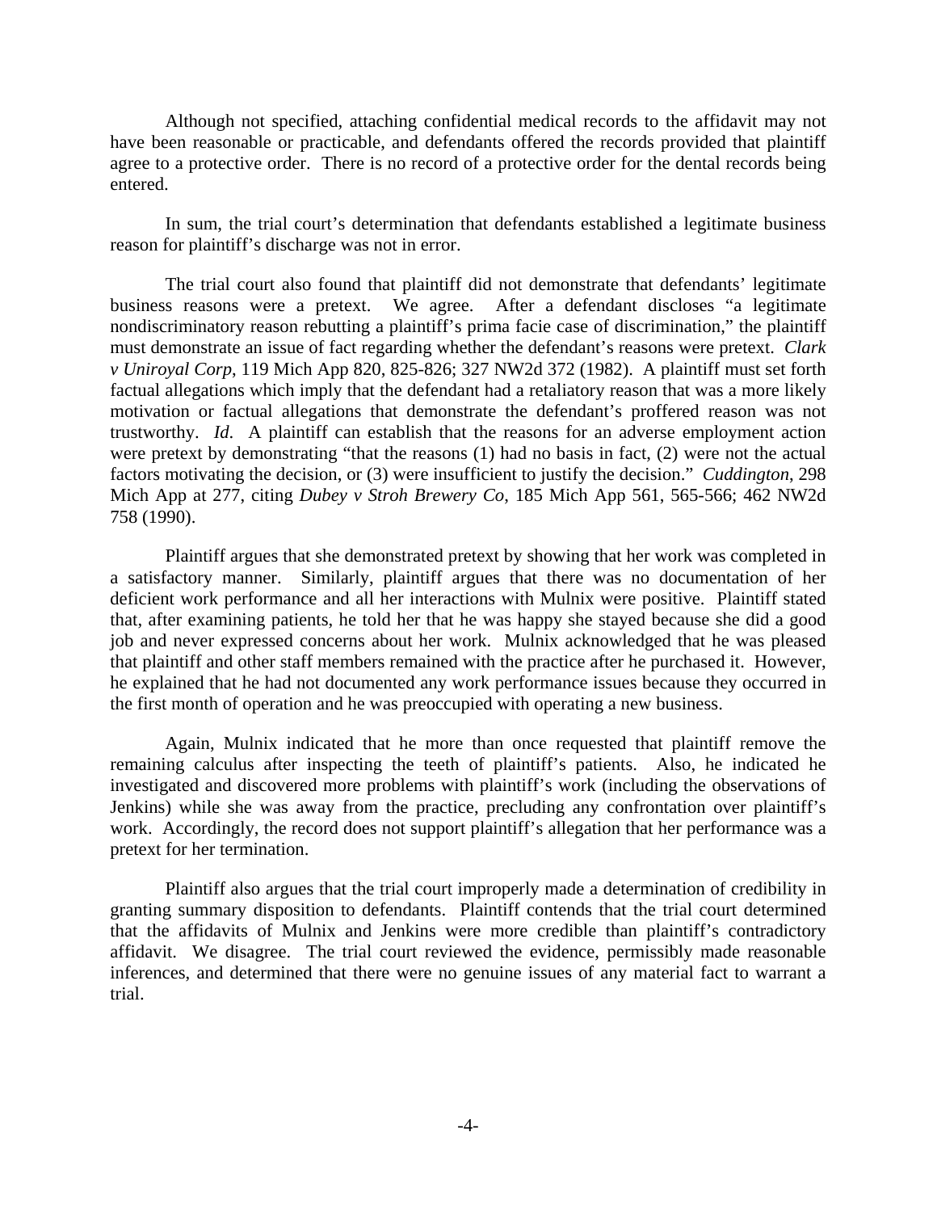Although not specified, attaching confidential medical records to the affidavit may not have been reasonable or practicable, and defendants offered the records provided that plaintiff agree to a protective order. There is no record of a protective order for the dental records being entered.

In sum, the trial court's determination that defendants established a legitimate business reason for plaintiff's discharge was not in error.

The trial court also found that plaintiff did not demonstrate that defendants' legitimate business reasons were a pretext. We agree. After a defendant discloses "a legitimate nondiscriminatory reason rebutting a plaintiff's prima facie case of discrimination," the plaintiff must demonstrate an issue of fact regarding whether the defendant's reasons were pretext. *Clark v Uniroyal Corp*, 119 Mich App 820, 825-826; 327 NW2d 372 (1982). A plaintiff must set forth factual allegations which imply that the defendant had a retaliatory reason that was a more likely motivation or factual allegations that demonstrate the defendant's proffered reason was not trustworthy. *Id*. A plaintiff can establish that the reasons for an adverse employment action were pretext by demonstrating "that the reasons (1) had no basis in fact, (2) were not the actual factors motivating the decision, or (3) were insufficient to justify the decision." *Cuddington*, 298 Mich App at 277, citing *Dubey v Stroh Brewery Co*, 185 Mich App 561, 565-566; 462 NW2d 758 (1990).

Plaintiff argues that she demonstrated pretext by showing that her work was completed in a satisfactory manner. Similarly, plaintiff argues that there was no documentation of her deficient work performance and all her interactions with Mulnix were positive. Plaintiff stated that, after examining patients, he told her that he was happy she stayed because she did a good job and never expressed concerns about her work. Mulnix acknowledged that he was pleased that plaintiff and other staff members remained with the practice after he purchased it. However, he explained that he had not documented any work performance issues because they occurred in the first month of operation and he was preoccupied with operating a new business.

Again, Mulnix indicated that he more than once requested that plaintiff remove the remaining calculus after inspecting the teeth of plaintiff's patients. Also, he indicated he investigated and discovered more problems with plaintiff's work (including the observations of Jenkins) while she was away from the practice, precluding any confrontation over plaintiff's work. Accordingly, the record does not support plaintiff's allegation that her performance was a pretext for her termination.

Plaintiff also argues that the trial court improperly made a determination of credibility in granting summary disposition to defendants. Plaintiff contends that the trial court determined that the affidavits of Mulnix and Jenkins were more credible than plaintiff's contradictory affidavit. We disagree. The trial court reviewed the evidence, permissibly made reasonable inferences, and determined that there were no genuine issues of any material fact to warrant a trial.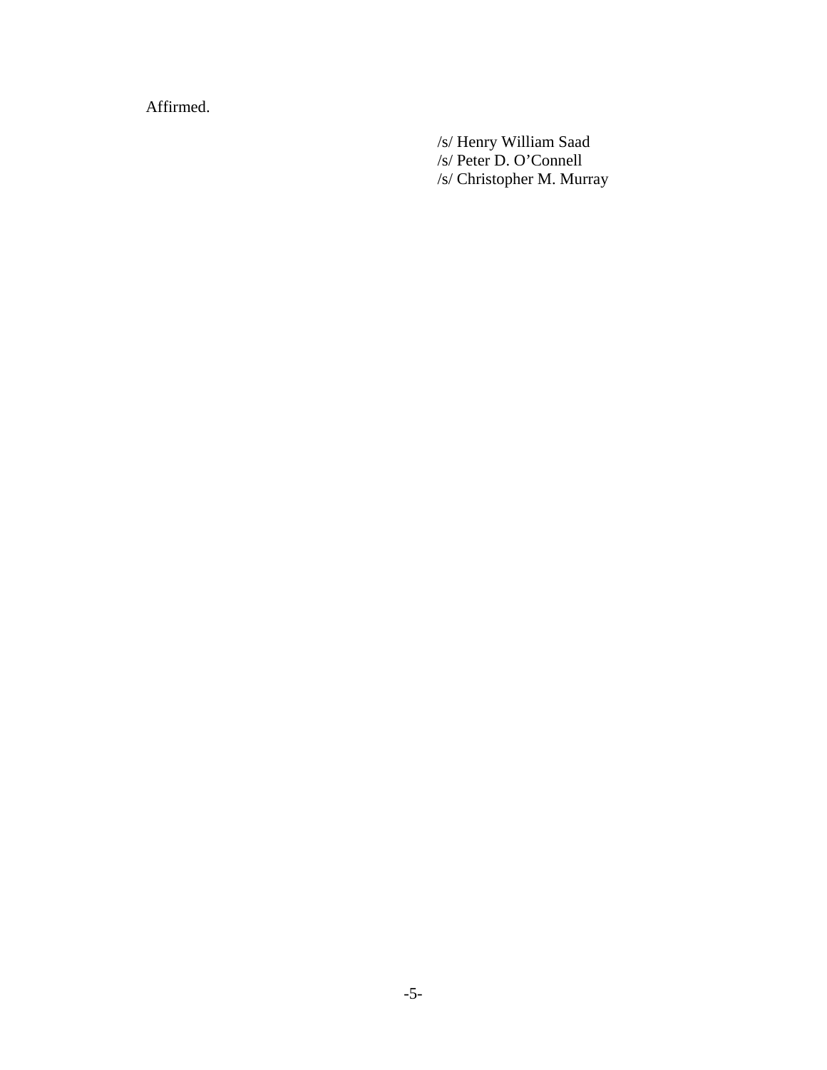Affirmed.

/s/ Henry William Saad
/s/ Peter D. O'Connell
/s/ Christopher M. Murray